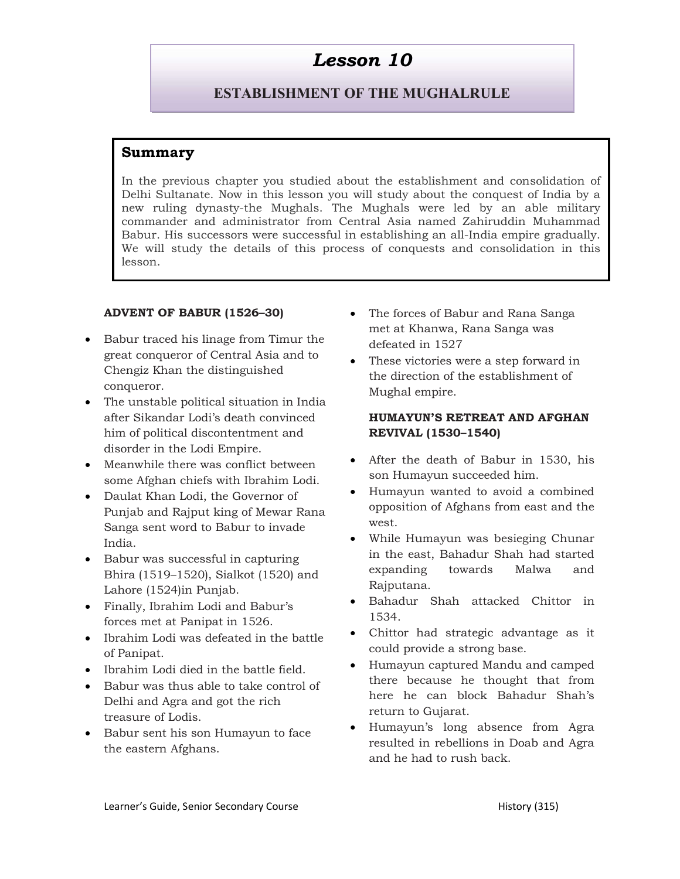# Lesson 10

## ESTABLISHMENT OF THE MUGHALRULE

### Summary

In the previous chapter you studied about the establishment and consolidation of Delhi Sultanate. Now in this lesson you will study about the conquest of India by a new ruling dynasty-the Mughals. The Mughals were led by an able military commander and administrator from Central Asia named Zahiruddin Muhammad Babur. His successors were successful in establishing an all-India empire gradually. We will study the details of this process of conquests and consolidation in this lesson.

**ADVENT OF BABUR (1526–30)**

- Babur traced his linage from Timur the great conqueror of Central Asia and to Chengiz Khan the distinguished conqueror.
- The unstable political situation in India after Sikandar Lodi's death convinced him of political discontentment and disorder in the Lodi Empire.
- Meanwhile there was conflict between some Afghan chiefs with Ibrahim Lodi.
- Daulat Khan Lodi, the Governor of Punjab and Rajput king of Mewar Rana Sanga sent word to Babur to invade India.
- Babur was successful in capturing Bhira (1519–1520), Sialkot (1520) and Lahore (1524)in Punjab.
- Finally, Ibrahim Lodi and Babur's forces met at Panipat in 1526.
- Ibrahim Lodi was defeated in the battle of Panipat.
- Ibrahim Lodi died in the battle field.
- Babur was thus able to take control of Delhi and Agra and got the rich treasure of Lodis.
- Babur sent his son Humayun to face the eastern Afghans.
- The forces of Babur and Rana Sanga met at Khanwa, Rana Sanga was defeated in 1527
- These victories were a step forward in the direction of the establishment of Mughal empire.

**HUMAYUN'S RETREAT AND AFGHAN REVIVAL (1530–1540)**

- After the death of Babur in 1530, his son Humayun succeeded him.
- Humayun wanted to avoid a combined opposition of Afghans from east and the west.
- While Humayun was besieging Chunar in the east, Bahadur Shah had started expanding towards Malwa and Rajputana.
- Bahadur Shah attacked Chittor in 1534.
- Chittor had strategic advantage as it could provide a strong base.
- Humayun captured Mandu and camped there because he thought that from here he can block Bahadur Shah's return to Gujarat.
- Humayun's long absence from Agra resulted in rebellions in Doab and Agra and he had to rush back.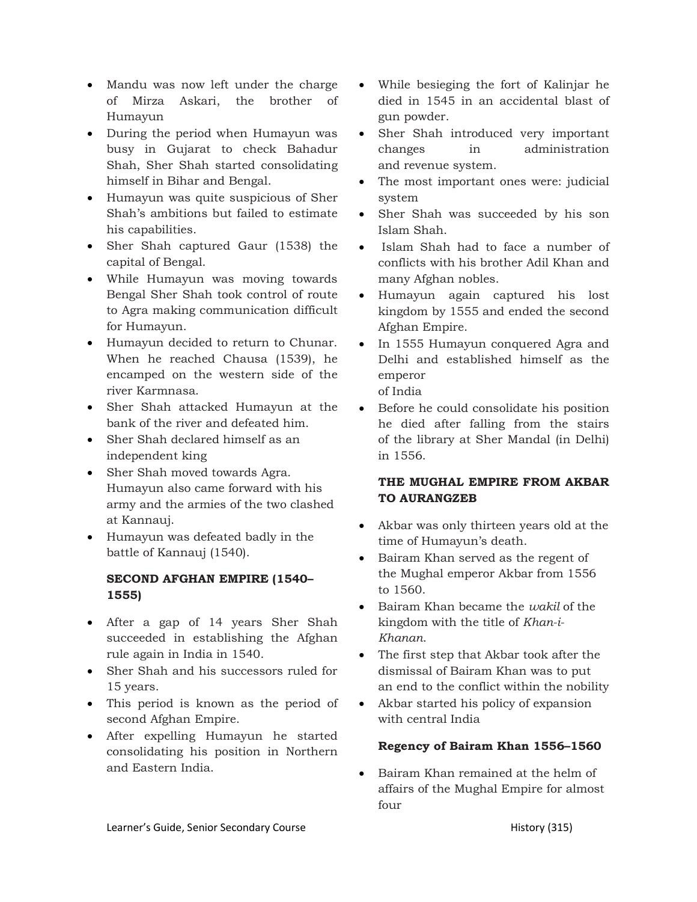- Mandu was now left under the charge of Mirza Askari, the brother of Humayun
- During the period when Humayun was busy in Gujarat to check Bahadur Shah, Sher Shah started consolidating himself in Bihar and Bengal.
- Humayun was quite suspicious of Sher Shah's ambitions but failed to estimate his capabilities.
- Sher Shah captured Gaur (1538) the capital of Bengal.
- While Humayun was moving towards Bengal Sher Shah took control of route to Agra making communication difficult for Humayun.
- Humayun decided to return to Chunar. When he reached Chausa (1539), he encamped on the western side of the river Karmnasa.
- Sher Shah attacked Humayun at the bank of the river and defeated him.
- Sher Shah declared himself as an independent king
- Sher Shah moved towards Agra. Humayun also came forward with his army and the armies of the two clashed at Kannauj.
- Humayun was defeated badly in the battle of Kannauj (1540).

**SECOND AFGHAN EMPIRE (1540–1555)**

- After a gap of 14 years Sher Shah succeeded in establishing the Afghan rule again in India in 1540.
- Sher Shah and his successors ruled for 15 years.
- This period is known as the period of second Afghan Empire.
- After expelling Humayun he started consolidating his position in Northern and Eastern India.
- While besieging the fort of Kalinjar he died in 1545 in an accidental blast of gun powder.
- Sher Shah introduced very important changes in administration and revenue system.
- The most important ones were: judicial system
- Sher Shah was succeeded by his son Islam Shah.
- Islam Shah had to face a number of conflicts with his brother Adil Khan and many Afghan nobles.
- Humayun again captured his lost kingdom by 1555 and ended the second Afghan Empire.
- In 1555 Humayun conquered Agra and Delhi and established himself as the emperor of India
- Before he could consolidate his position he died after falling from the stairs of the library at Sher Mandal (in Delhi) in 1556.

**THE MUGHAL EMPIRE FROM AKBAR TO AURANGZEB**

- Akbar was only thirteen years old at the time of Humayun's death.
- Bairam Khan served as the regent of the Mughal emperor Akbar from 1556 to 1560.
- Bairam Khan became the *wakil* of the kingdom with the title of *Khan-i-Khanan*.
- The first step that Akbar took after the dismissal of Bairam Khan was to put an end to the conflict within the nobility
- Akbar started his policy of expansion with central India

**Regency of Bairam Khan 1556–1560**

- Bairam Khan remained at the helm of affairs of the Mughal Empire for almost four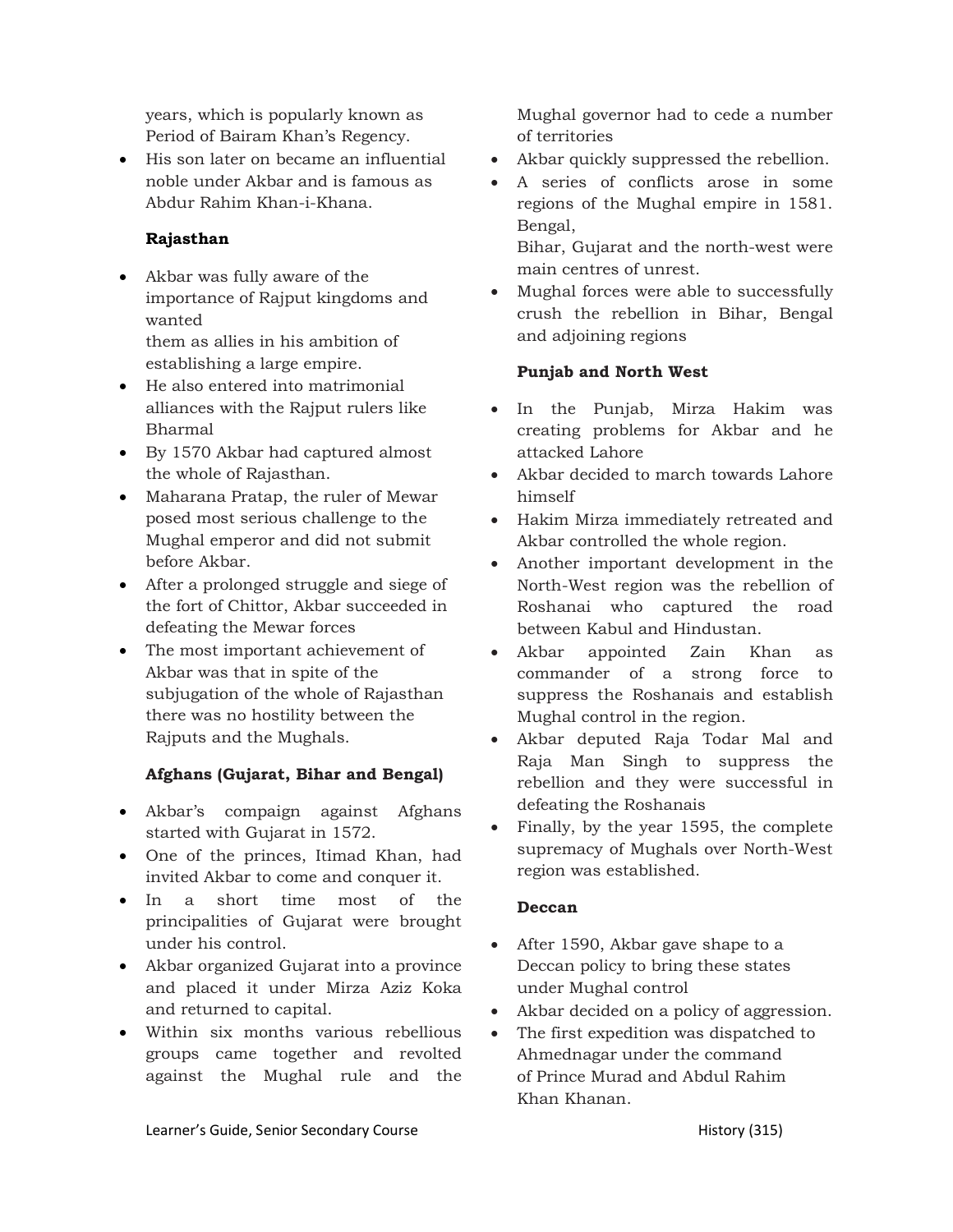years, which is popularly known as Period of Bairam Khan's Regency.

- His son later on became an influential noble under Akbar and is famous as Abdur Rahim Khan-i-Khana.

### Rajasthan

- Akbar was fully aware of the importance of Rajput kingdoms and wanted them as allies in his ambition of establishing a large empire.
- He also entered into matrimonial alliances with the Rajput rulers like Bharmal
- By 1570 Akbar had captured almost the whole of Rajasthan.
- Maharana Pratap, the ruler of Mewar posed most serious challenge to the Mughal emperor and did not submit before Akbar.
- After a prolonged struggle and siege of the fort of Chittor, Akbar succeeded in defeating the Mewar forces
- The most important achievement of Akbar was that in spite of the subjugation of the whole of Rajasthan there was no hostility between the Rajputs and the Mughals.

### Afghans (Gujarat, Bihar and Bengal)

- Akbar's compaign against Afghans started with Gujarat in 1572.
- One of the princes, Itimad Khan, had invited Akbar to come and conquer it.
- In a short time most of the principalities of Gujarat were brought under his control.
- Akbar organized Gujarat into a province and placed it under Mirza Aziz Koka and returned to capital.
- Within six months various rebellious groups came together and revolted against the Mughal rule and the Mughal governor had to cede a number of territories
- Akbar quickly suppressed the rebellion.
- A series of conflicts arose in some regions of the Mughal empire in 1581. Bengal, Bihar, Gujarat and the north-west were main centres of unrest.
- Mughal forces were able to successfully crush the rebellion in Bihar, Bengal and adjoining regions

### Punjab and North West

- In the Punjab, Mirza Hakim was creating problems for Akbar and he attacked Lahore
- Akbar decided to march towards Lahore himself
- Hakim Mirza immediately retreated and Akbar controlled the whole region.
- Another important development in the North-West region was the rebellion of Roshanai who captured the road between Kabul and Hindustan.
- Akbar appointed Zain Khan as commander of a strong force to suppress the Roshanais and establish Mughal control in the region.
- Akbar deputed Raja Todar Mal and Raja Man Singh to suppress the rebellion and they were successful in defeating the Roshanais
- Finally, by the year 1595, the complete supremacy of Mughals over North-West region was established.

### Deccan

- After 1590, Akbar gave shape to a Deccan policy to bring these states under Mughal control
- Akbar decided on a policy of aggression.
- The first expedition was dispatched to Ahmednagar under the command of Prince Murad and Abdul Rahim Khan Khanan.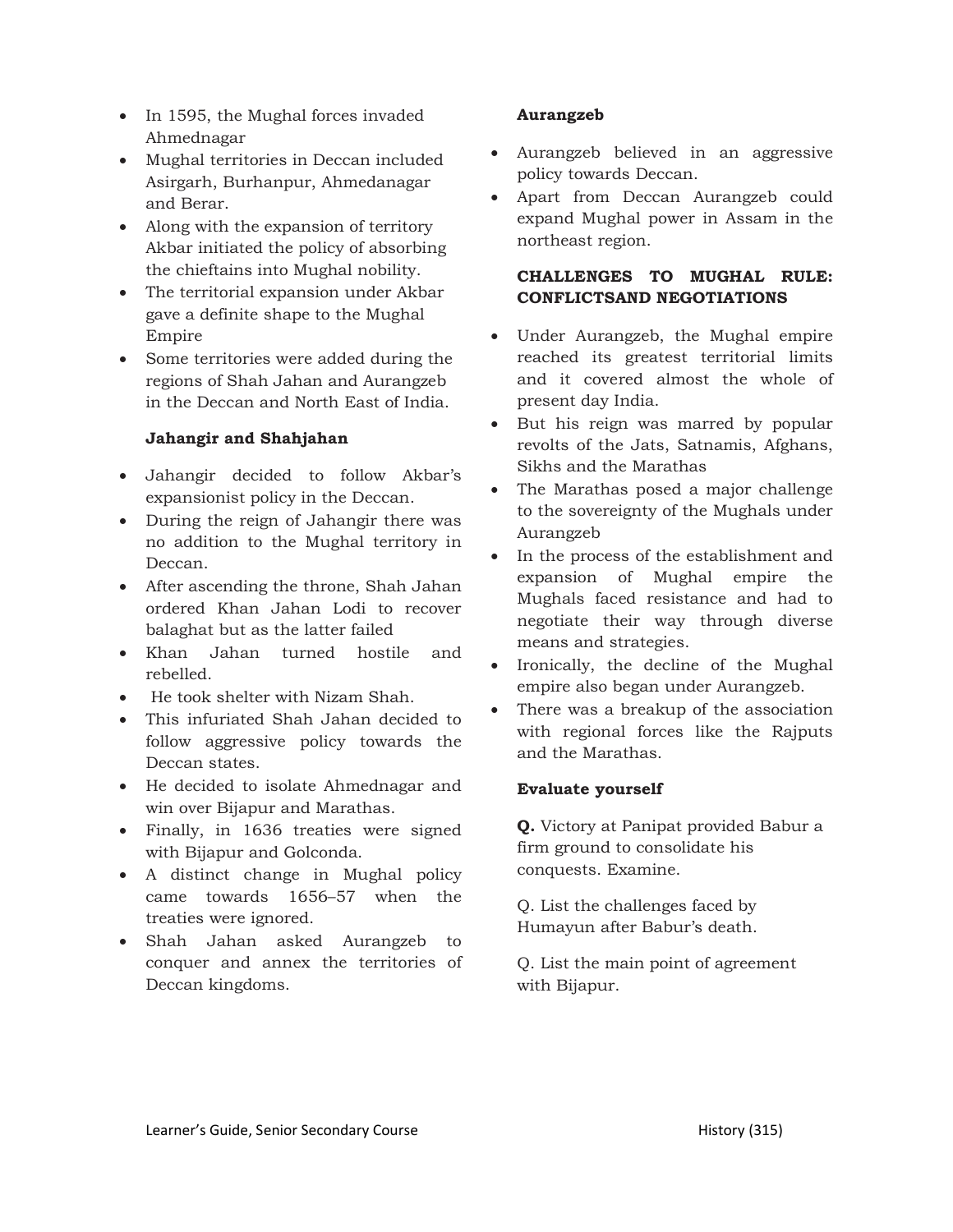- In 1595, the Mughal forces invaded Ahmednagar
- Mughal territories in Deccan included Asirgarh, Burhanpur, Ahmedanagar and Berar.
- Along with the expansion of territory Akbar initiated the policy of absorbing the chieftains into Mughal nobility.
- The territorial expansion under Akbar gave a definite shape to the Mughal Empire
- Some territories were added during the regions of Shah Jahan and Aurangzeb in the Deccan and North East of India.

**Jahangir and Shahjahan**

- Jahangir decided to follow Akbar's expansionist policy in the Deccan.
- During the reign of Jahangir there was no addition to the Mughal territory in Deccan.
- After ascending the throne, Shah Jahan ordered Khan Jahan Lodi to recover balaghat but as the latter failed
- Khan Jahan turned hostile and rebelled.
- He took shelter with Nizam Shah.
- This infuriated Shah Jahan decided to follow aggressive policy towards the Deccan states.
- He decided to isolate Ahmednagar and win over Bijapur and Marathas.
- Finally, in 1636 treaties were signed with Bijapur and Golconda.
- A distinct change in Mughal policy came towards 1656–57 when the treaties were ignored.
- Shah Jahan asked Aurangzeb to conquer and annex the territories of Deccan kingdoms.

**Aurangzeb**

- Aurangzeb believed in an aggressive policy towards Deccan.
- Apart from Deccan Aurangzeb could expand Mughal power in Assam in the northeast region.

**CHALLENGES TO MUGHAL RULE: CONFLICTSAND NEGOTIATIONS**

- Under Aurangzeb, the Mughal empire reached its greatest territorial limits and it covered almost the whole of present day India.
- But his reign was marred by popular revolts of the Jats, Satnamis, Afghans, Sikhs and the Marathas
- The Marathas posed a major challenge to the sovereignty of the Mughals under Aurangzeb
- In the process of the establishment and expansion of Mughal empire the Mughals faced resistance and had to negotiate their way through diverse means and strategies.
- Ironically, the decline of the Mughal empire also began under Aurangzeb.
- There was a breakup of the association with regional forces like the Rajputs and the Marathas.

**Evaluate yourself**

**Q.** Victory at Panipat provided Babur a firm ground to consolidate his conquests. Examine.

Q. List the challenges faced by Humayun after Babur's death.

Q. List the main point of agreement with Bijapur.